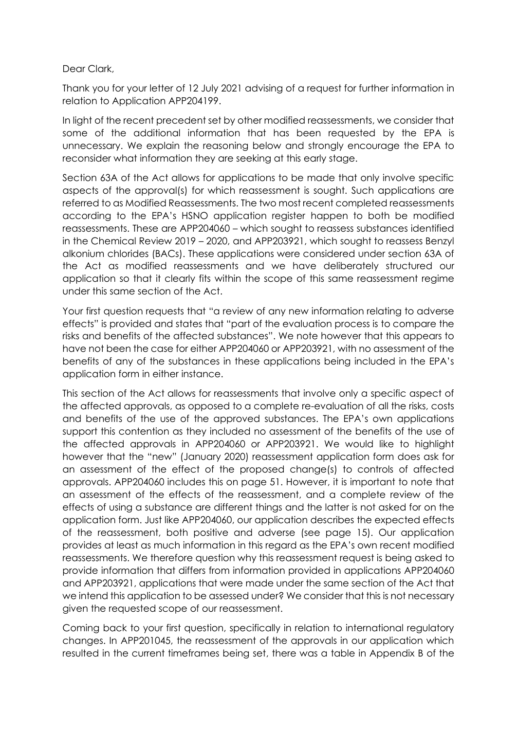Dear Clark,

Thank you for your letter of 12 July 2021 advising of a request for further information in relation to Application APP204199.

In light of the recent precedent set by other modified reassessments, we consider that some of the additional information that has been requested by the EPA is unnecessary. We explain the reasoning below and strongly encourage the EPA to reconsider what information they are seeking at this early stage.

Section 63A of the Act allows for applications to be made that only involve specific aspects of the approval(s) for which reassessment is sought. Such applications are referred to as Modified Reassessments. The two most recent completed reassessments according to the EPA's HSNO application register happen to both be modified reassessments. These are APP204060 – which sought to reassess substances identified in the Chemical Review 2019 – 2020, and APP203921, which sought to reassess Benzyl alkonium chlorides (BACs). These applications were considered under section 63A of the Act as modified reassessments and we have deliberately structured our application so that it clearly fits within the scope of this same reassessment regime under this same section of the Act.

Your first question requests that "a review of any new information relating to adverse effects" is provided and states that "part of the evaluation process is to compare the risks and benefits of the affected substances". We note however that this appears to have not been the case for either APP204060 or APP203921, with no assessment of the benefits of any of the substances in these applications being included in the EPA's application form in either instance.

This section of the Act allows for reassessments that involve only a specific aspect of the affected approvals, as opposed to a complete re-evaluation of all the risks, costs and benefits of the use of the approved substances. The EPA's own applications support this contention as they included no assessment of the benefits of the use of the affected approvals in APP204060 or APP203921. We would like to highlight however that the "new" (January 2020) reassessment application form does ask for an assessment of the effect of the proposed change(s) to controls of affected approvals. APP204060 includes this on page 51. However, it is important to note that an assessment of the effects of the reassessment, and a complete review of the effects of using a substance are different things and the latter is not asked for on the application form. Just like APP204060, our application describes the expected effects of the reassessment, both positive and adverse (see page 15). Our application provides at least as much information in this regard as the EPA's own recent modified reassessments. We therefore question why this reassessment request is being asked to provide information that differs from information provided in applications APP204060 and APP203921, applications that were made under the same section of the Act that we intend this application to be assessed under? We consider that this is not necessary given the requested scope of our reassessment.

Coming back to your first question, specifically in relation to international regulatory changes. In APP201045, the reassessment of the approvals in our application which resulted in the current timeframes being set, there was a table in Appendix B of the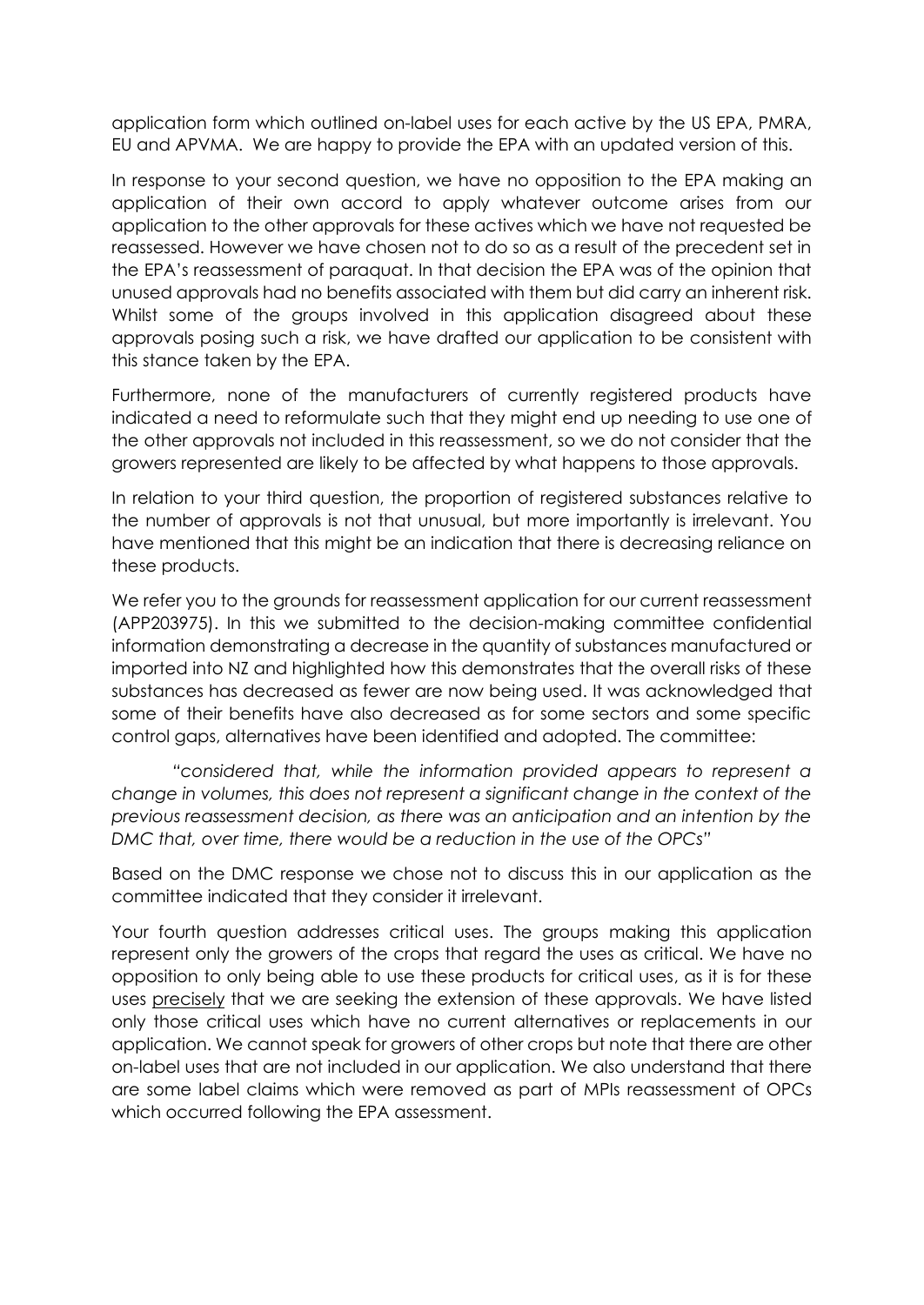application form which outlined on-label uses for each active by the US EPA, PMRA, EU and APVMA. We are happy to provide the EPA with an updated version of this.

In response to your second question, we have no opposition to the EPA making an application of their own accord to apply whatever outcome arises from our application to the other approvals for these actives which we have not requested be reassessed. However we have chosen not to do so as a result of the precedent set in the EPA's reassessment of paraquat. In that decision the EPA was of the opinion that unused approvals had no benefits associated with them but did carry an inherent risk. Whilst some of the groups involved in this application disagreed about these approvals posing such a risk, we have drafted our application to be consistent with this stance taken by the EPA.

Furthermore, none of the manufacturers of currently registered products have indicated a need to reformulate such that they might end up needing to use one of the other approvals not included in this reassessment, so we do not consider that the growers represented are likely to be affected by what happens to those approvals.

In relation to your third question, the proportion of registered substances relative to the number of approvals is not that unusual, but more importantly is irrelevant. You have mentioned that this might be an indication that there is decreasing reliance on these products.

We refer you to the grounds for reassessment application for our current reassessment (APP203975). In this we submitted to the decision-making committee confidential information demonstrating a decrease in the quantity of substances manufactured or imported into NZ and highlighted how this demonstrates that the overall risks of these substances has decreased as fewer are now being used. It was acknowledged that some of their benefits have also decreased as for some sectors and some specific control gaps, alternatives have been identified and adopted. The committee:

> *"considered that, while the information provided appears to represent a change in volumes, this does not represent a significant change in the context of the previous reassessment decision, as there was an anticipation and an intention by the DMC that, over time, there would be a reduction in the use of the OPCs"*

Based on the DMC response we chose not to discuss this in our application as the committee indicated that they consider it irrelevant.

Your fourth question addresses critical uses. The groups making this application represent only the growers of the crops that regard the uses as critical. We have no opposition to only being able to use these products for critical uses, as it is for these uses <u>precisely</u> that we are seeking the extension of these approvals. We have listed only those critical uses which have no current alternatives or replacements in our application. We cannot speak for growers of other crops but note that there are other on-label uses that are not included in our application. We also understand that there are some label claims which were removed as part of MPIs reassessment of OPCs which occurred following the EPA assessment.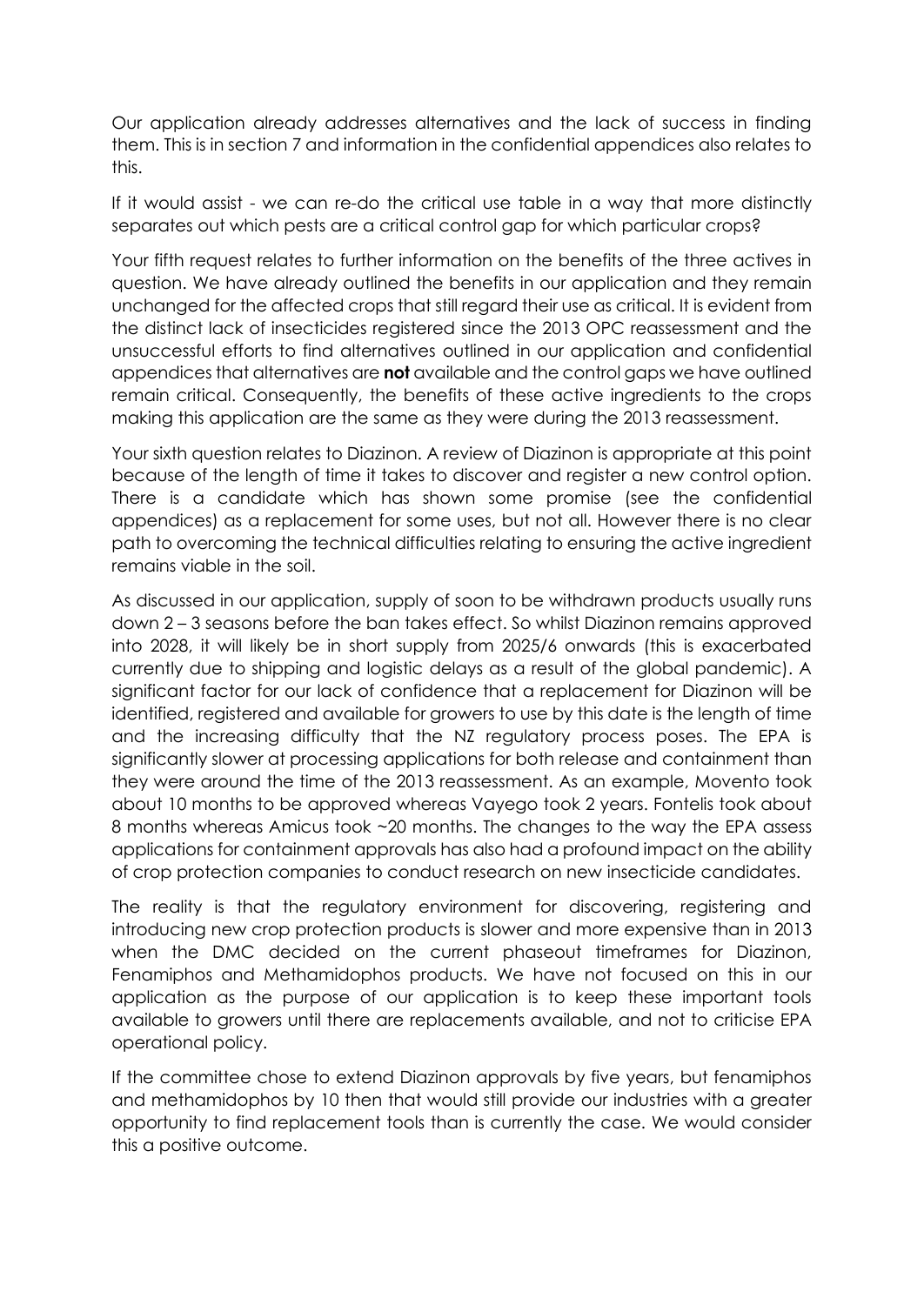Our application already addresses alternatives and the lack of success in finding them. This is in section 7 and information in the confidential appendices also relates to this.

If it would assist - we can re-do the critical use table in a way that more distinctly separates out which pests are a critical control gap for which particular crops?

Your fifth request relates to further information on the benefits of the three actives in question. We have already outlined the benefits in our application and they remain unchanged for the affected crops that still regard their use as critical. It is evident from the distinct lack of insecticides registered since the 2013 OPC reassessment and the unsuccessful efforts to find alternatives outlined in our application and confidential appendices that alternatives are **not** available and the control gaps we have outlined remain critical. Consequently, the benefits of these active ingredients to the crops making this application are the same as they were during the 2013 reassessment.

Your sixth question relates to Diazinon. A review of Diazinon is appropriate at this point because of the length of time it takes to discover and register a new control option. There is a candidate which has shown some promise (see the confidential appendices) as a replacement for some uses, but not all. However there is no clear path to overcoming the technical difficulties relating to ensuring the active ingredient remains viable in the soil.

As discussed in our application, supply of soon to be withdrawn products usually runs down 2 – 3 seasons before the ban takes effect. So whilst Diazinon remains approved into 2028, it will likely be in short supply from 2025/6 onwards (this is exacerbated currently due to shipping and logistic delays as a result of the global pandemic). A significant factor for our lack of confidence that a replacement for Diazinon will be identified, registered and available for growers to use by this date is the length of time and the increasing difficulty that the NZ regulatory process poses. The EPA is significantly slower at processing applications for both release and containment than they were around the time of the 2013 reassessment. As an example, Movento took about 10 months to be approved whereas Vayego took 2 years. Fontelis took about 8 months whereas Amicus took ~20 months. The changes to the way the EPA assess applications for containment approvals has also had a profound impact on the ability of crop protection companies to conduct research on new insecticide candidates.

The reality is that the regulatory environment for discovering, registering and introducing new crop protection products is slower and more expensive than in 2013 when the DMC decided on the current phaseout timeframes for Diazinon, Fenamiphos and Methamidophos products. We have not focused on this in our application as the purpose of our application is to keep these important tools available to growers until there are replacements available, and not to criticise EPA operational policy.

If the committee chose to extend Diazinon approvals by five years, but fenamiphos and methamidophos by 10 then that would still provide our industries with a greater opportunity to find replacement tools than is currently the case. We would consider this a positive outcome.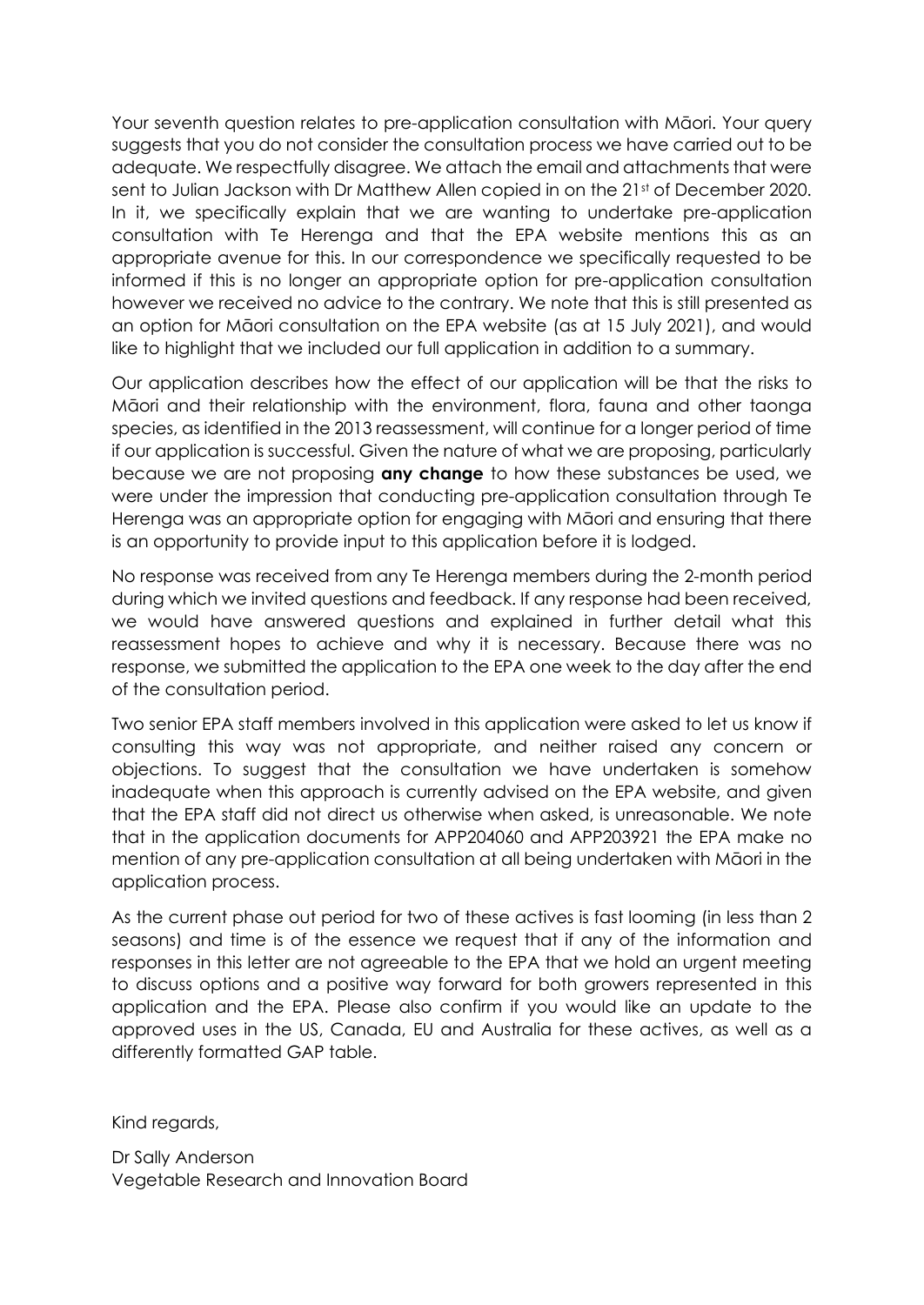Your seventh question relates to pre-application consultation with Māori. Your query suggests that you do not consider the consultation process we have carried out to be adequate. We respectfully disagree. We attach the email and attachments that were sent to Julian Jackson with Dr Matthew Allen copied in on the 21st of December 2020. In it, we specifically explain that we are wanting to undertake pre-application consultation with Te Herenga and that the EPA website mentions this as an appropriate avenue for this. In our correspondence we specifically requested to be informed if this is no longer an appropriate option for pre-application consultation however we received no advice to the contrary. We note that this is still presented as an option for Māori consultation on the EPA website (as at 15 July 2021), and would like to highlight that we included our full application in addition to a summary.

Our application describes how the effect of our application will be that the risks to Māori and their relationship with the environment, flora, fauna and other taonga species, as identified in the 2013 reassessment, will continue for a longer period of time if our application is successful. Given the nature of what we are proposing, particularly because we are not proposing **any change** to how these substances be used, we were under the impression that conducting pre-application consultation through Te Herenga was an appropriate option for engaging with Māori and ensuring that there is an opportunity to provide input to this application before it is lodged.

No response was received from any Te Herenga members during the 2-month period during which we invited questions and feedback. If any response had been received, we would have answered questions and explained in further detail what this reassessment hopes to achieve and why it is necessary. Because there was no response, we submitted the application to the EPA one week to the day after the end of the consultation period.

Two senior EPA staff members involved in this application were asked to let us know if consulting this way was not appropriate, and neither raised any concern or objections. To suggest that the consultation we have undertaken is somehow inadequate when this approach is currently advised on the EPA website, and given that the EPA staff did not direct us otherwise when asked, is unreasonable. We note that in the application documents for APP204060 and APP203921 the EPA make no mention of any pre-application consultation at all being undertaken with Māori in the application process.

As the current phase out period for two of these actives is fast looming (in less than 2 seasons) and time is of the essence we request that if any of the information and responses in this letter are not agreeable to the EPA that we hold an urgent meeting to discuss options and a positive way forward for both growers represented in this application and the EPA. Please also confirm if you would like an update to the approved uses in the US, Canada, EU and Australia for these actives, as well as a differently formatted GAP table.

Kind regards,

Dr Sally Anderson
Vegetable Research and Innovation Board